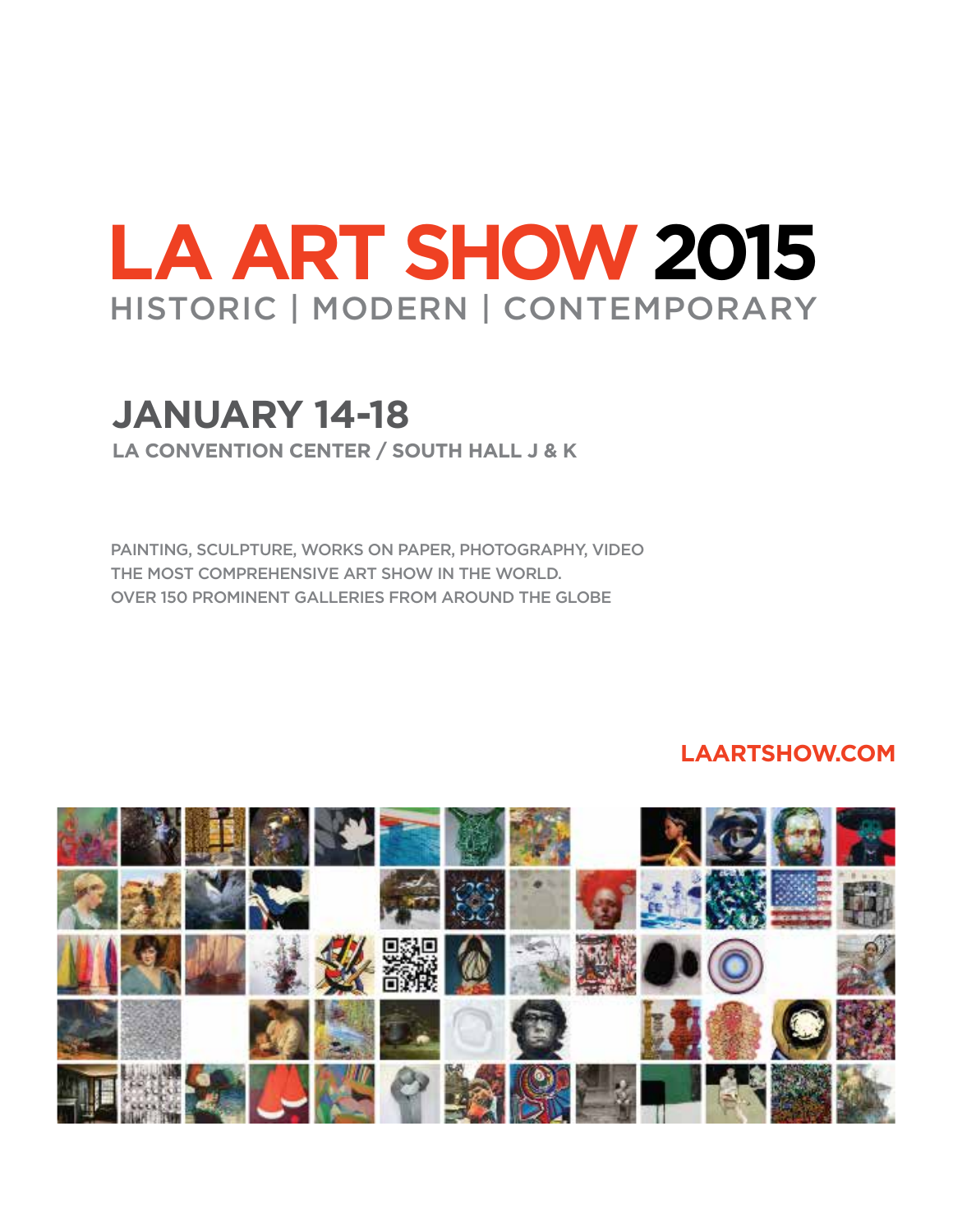# LA ART SHOW 2015

HISTORIC | MODERN | CONTEMPORARY

## JANUARY 14-18

**LA CONVENTION CENTER / SOUTH HALL J & K**

PAINTING, SCULPTURE, WORKS ON PAPER, PHOTOGRAPHY, VIDEO
THE MOST COMPREHENSIVE ART SHOW IN THE WORLD.
OVER 150 PROMINENT GALLERIES FROM AROUND THE GLOBE

**LAARTSHOW.COM**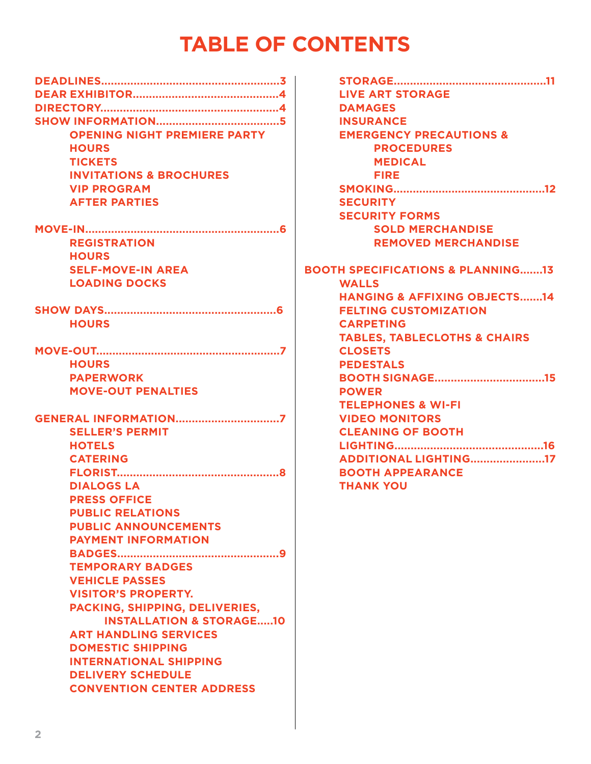# TABLE OF CONTENTS

**DEADLINES......................................................3**
**DEAR EXHIBITOR............................................4**
**DIRECTORY......................................................4**
**SHOW INFORMATION.....................................5**
- OPENING NIGHT PREMIERE PARTY
- HOURS
- TICKETS
- INVITATIONS & BROCHURES
- VIP PROGRAM
- AFTER PARTIES

**MOVE-IN...........................................................6**
- REGISTRATION
- HOURS
- SELF-MOVE-IN AREA
- LOADING DOCKS

**SHOW DAYS....................................................6**
- HOURS

**MOVE-OUT........................................................7**
- HOURS
- PAPERWORK
- MOVE-OUT PENALTIES

**GENERAL INFORMATION................................7**
- SELLER'S PERMIT
- HOTELS
- CATERING
- FLORIST..................................................8
- DIALOGS LA
- PRESS OFFICE
- PUBLIC RELATIONS
- PUBLIC ANNOUNCEMENTS
- PAYMENT INFORMATION
- BADGES..................................................9
- TEMPORARY BADGES
- VEHICLE PASSES
- VISITOR'S PROPERTY.
- PACKING, SHIPPING, DELIVERIES, INSTALLATION & STORAGE.....10
- ART HANDLING SERVICES
- DOMESTIC SHIPPING
- INTERNATIONAL SHIPPING
- DELIVERY SCHEDULE
- CONVENTION CENTER ADDRESS
- STORAGE.............................................11
- LIVE ART STORAGE
- DAMAGES
- INSURANCE
- EMERGENCY PRECAUTIONS & PROCEDURES
  - MEDICAL
  - FIRE
- SMOKING.............................................12
- SECURITY
- SECURITY FORMS
  - SOLD MERCHANDISE
  - REMOVED MERCHANDISE

**BOOTH SPECIFICATIONS & PLANNING.......13**
- WALLS
- HANGING & AFFIXING OBJECTS.......14
- FELTING CUSTOMIZATION
- CARPETING
- TABLES, TABLECLOTHS & CHAIRS
- CLOSETS
- PEDESTALS
- BOOTH SIGNAGE..................................15
- POWER
- TELEPHONES & WI-FI
- VIDEO MONITORS
- CLEANING OF BOOTH
- LIGHTING.............................................16
- ADDITIONAL LIGHTING.......................17
- BOOTH APPEARANCE
- THANK YOU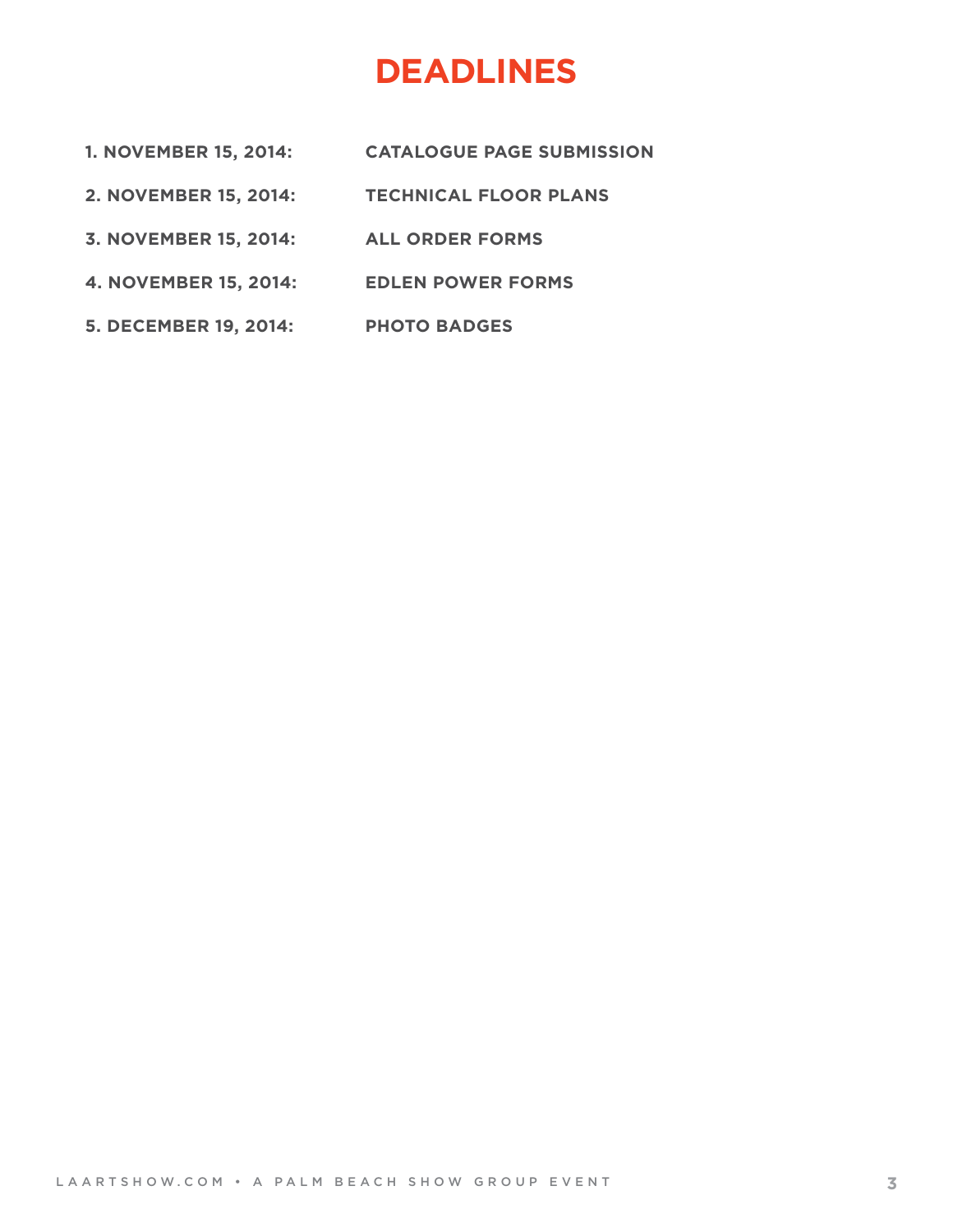# DEADLINES

1. **NOVEMBER 15, 2014:** **CATALOGUE PAGE SUBMISSION**
2. **NOVEMBER 15, 2014:** **TECHNICAL FLOOR PLANS**
3. **NOVEMBER 15, 2014:** **ALL ORDER FORMS**
4. **NOVEMBER 15, 2014:** **EDLEN POWER FORMS**
5. **DECEMBER 19, 2014:** **PHOTO BADGES**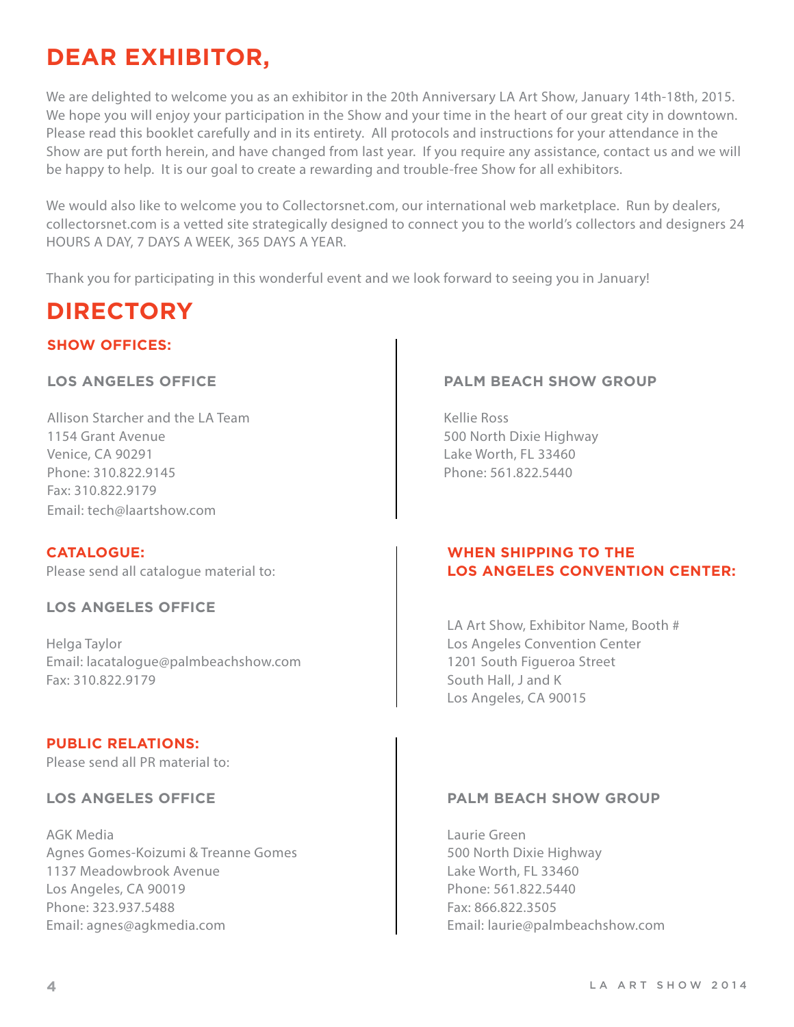# DEAR EXHIBITOR,

We are delighted to welcome you as an exhibitor in the 20th Anniversary LA Art Show, January 14th-18th, 2015. We hope you will enjoy your participation in the Show and your time in the heart of our great city in downtown. Please read this booklet carefully and in its entirety. All protocols and instructions for your attendance in the Show are put forth herein, and have changed from last year. If you require any assistance, contact us and we will be happy to help. It is our goal to create a rewarding and trouble-free Show for all exhibitors.

We would also like to welcome you to Collectorsnet.com, our international web marketplace. Run by dealers, collectorsnet.com is a vetted site strategically designed to connect you to the world's collectors and designers 24 HOURS A DAY, 7 DAYS A WEEK, 365 DAYS A YEAR.

Thank you for participating in this wonderful event and we look forward to seeing you in January!

# DIRECTORY

## SHOW OFFICES:

### LOS ANGELES OFFICE

Allison Starcher and the LA Team
1154 Grant Avenue
Venice, CA 90291
Phone: 310.822.9145
Fax: 310.822.9179
Email: tech@laartshow.com

### PALM BEACH SHOW GROUP

Kellie Ross
500 North Dixie Highway
Lake Worth, FL 33460
Phone: 561.822.5440

## CATALOGUE:

Please send all catalogue material to:

### LOS ANGELES OFFICE

Helga Taylor
Email: lacatalogue@palmbeachshow.com
Fax: 310.822.9179

## WHEN SHIPPING TO THE LOS ANGELES CONVENTION CENTER:

LA Art Show, Exhibitor Name, Booth #
Los Angeles Convention Center
1201 South Figueroa Street
South Hall, J and K
Los Angeles, CA 90015

## PUBLIC RELATIONS:

Please send all PR material to:

### LOS ANGELES OFFICE

AGK Media
Agnes Gomes-Koizumi & Treanne Gomes
1137 Meadowbrook Avenue
Los Angeles, CA 90019
Phone: 323.937.5488
Email: agnes@agkmedia.com

### PALM BEACH SHOW GROUP

Laurie Green
500 North Dixie Highway
Lake Worth, FL 33460
Phone: 561.822.5440
Fax: 866.822.3505
Email: laurie@palmbeachshow.com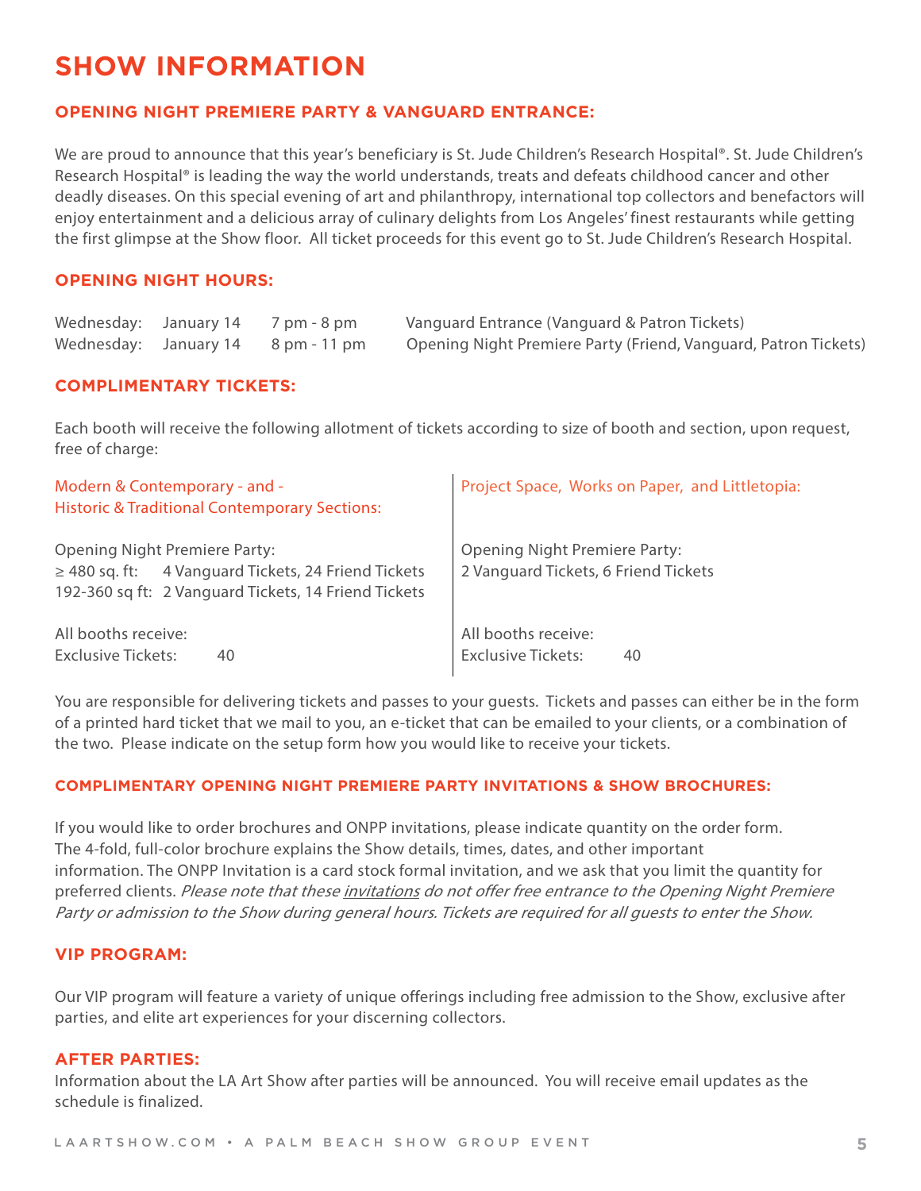# SHOW INFORMATION

## OPENING NIGHT PREMIERE PARTY & VANGUARD ENTRANCE:

We are proud to announce that this year's beneficiary is St. Jude Children's Research Hospital®. St. Jude Children's Research Hospital® is leading the way the world understands, treats and defeats childhood cancer and other deadly diseases. On this special evening of art and philanthropy, international top collectors and benefactors will enjoy entertainment and a delicious array of culinary delights from Los Angeles' finest restaurants while getting the first glimpse at the Show floor. All ticket proceeds for this event go to St. Jude Children's Research Hospital.

## OPENING NIGHT HOURS:

| | | | |
|---|---|---|---|
| Wednesday: | January 14 | 7 pm - 8 pm | Vanguard Entrance (Vanguard & Patron Tickets) |
| Wednesday: | January 14 | 8 pm - 11 pm | Opening Night Premiere Party (Friend, Vanguard, Patron Tickets) |

## COMPLIMENTARY TICKETS:

Each booth will receive the following allotment of tickets according to size of booth and section, upon request, free of charge:

**Modern & Contemporary - and - Historic & Traditional Contemporary Sections:**

Opening Night Premiere Party:
≥ 480 sq. ft: 4 Vanguard Tickets, 24 Friend Tickets
192-360 sq ft: 2 Vanguard Tickets, 14 Friend Tickets

All booths receive:
Exclusive Tickets: 40

**Project Space, Works on Paper, and Littletopia:**

Opening Night Premiere Party:
2 Vanguard Tickets, 6 Friend Tickets

All booths receive:
Exclusive Tickets: 40

You are responsible for delivering tickets and passes to your guests. Tickets and passes can either be in the form of a printed hard ticket that we mail to you, an e-ticket that can be emailed to your clients, or a combination of the two. Please indicate on the setup form how you would like to receive your tickets.

## COMPLIMENTARY OPENING NIGHT PREMIERE PARTY INVITATIONS & SHOW BROCHURES:

If you would like to order brochures and ONPP invitations, please indicate quantity on the order form. The 4-fold, full-color brochure explains the Show details, times, dates, and other important information. The ONPP Invitation is a card stock formal invitation, and we ask that you limit the quantity for preferred clients. *Please note that these invitations do not offer free entrance to the Opening Night Premiere Party or admission to the Show during general hours. Tickets are required for all guests to enter the Show.*

## VIP PROGRAM:

Our VIP program will feature a variety of unique offerings including free admission to the Show, exclusive after parties, and elite art experiences for your discerning collectors.

## AFTER PARTIES:

Information about the LA Art Show after parties will be announced. You will receive email updates as the schedule is finalized.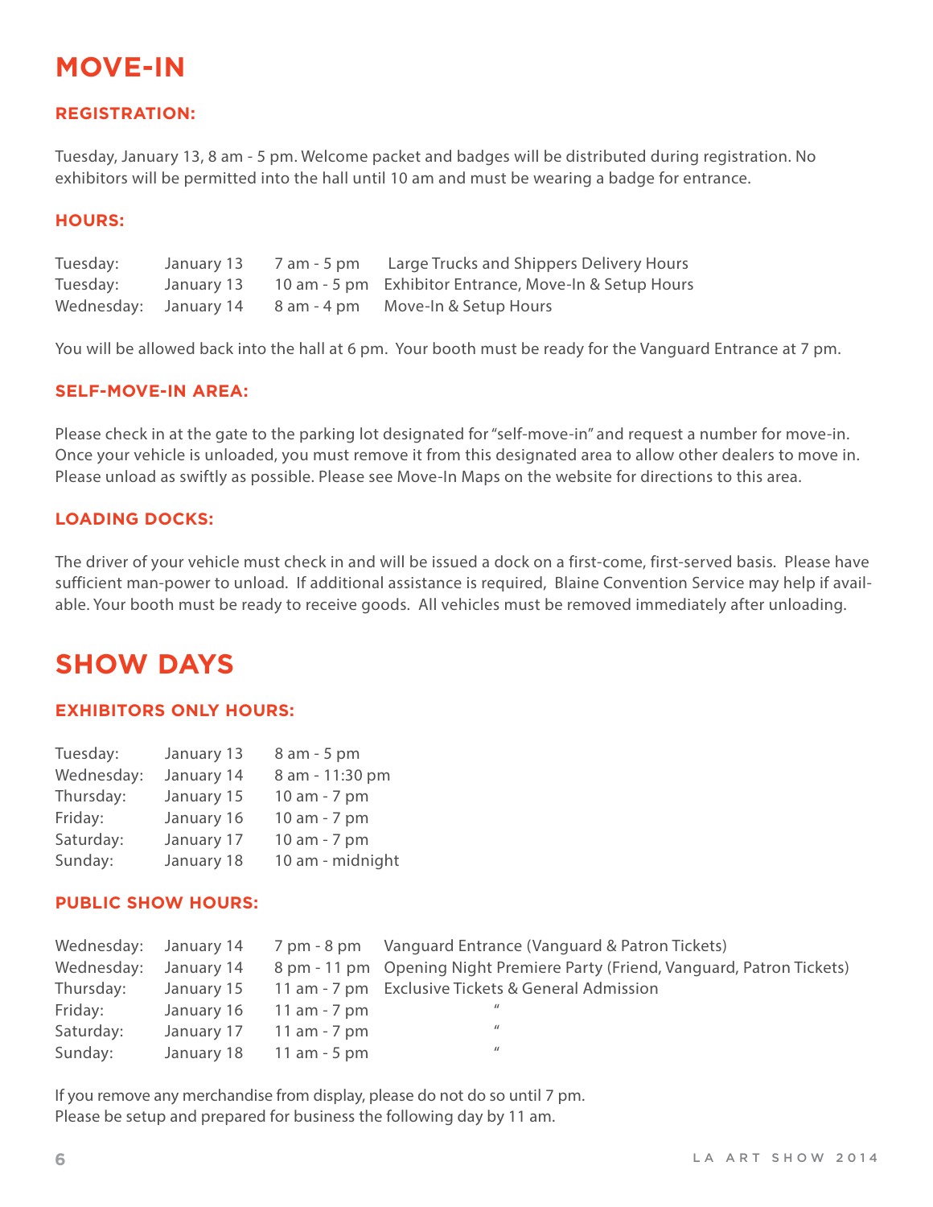# MOVE-IN

### REGISTRATION:

Tuesday, January 13, 8 am - 5 pm. Welcome packet and badges will be distributed during registration. No exhibitors will be permitted into the hall until 10 am and must be wearing a badge for entrance.

### HOURS:

| | | | |
|---|---|---|---|
| Tuesday: | January 13 | 7 am - 5 pm | Large Trucks and Shippers Delivery Hours |
| Tuesday: | January 13 | 10 am - 5 pm | Exhibitor Entrance, Move-In & Setup Hours |
| Wednesday: | January 14 | 8 am - 4 pm | Move-In & Setup Hours |

You will be allowed back into the hall at 6 pm. Your booth must be ready for the Vanguard Entrance at 7 pm.

### SELF-MOVE-IN AREA:

Please check in at the gate to the parking lot designated for "self-move-in" and request a number for move-in. Once your vehicle is unloaded, you must remove it from this designated area to allow other dealers to move in. Please unload as swiftly as possible. Please see Move-In Maps on the website for directions to this area.

### LOADING DOCKS:

The driver of your vehicle must check in and will be issued a dock on a first-come, first-served basis. Please have sufficient man-power to unload. If additional assistance is required, Blaine Convention Service may help if available. Your booth must be ready to receive goods. All vehicles must be removed immediately after unloading.

# SHOW DAYS

### EXHIBITORS ONLY HOURS:

| | | |
|---|---|---|
| Tuesday: | January 13 | 8 am - 5 pm |
| Wednesday: | January 14 | 8 am - 11:30 pm |
| Thursday: | January 15 | 10 am - 7 pm |
| Friday: | January 16 | 10 am - 7 pm |
| Saturday: | January 17 | 10 am - 7 pm |
| Sunday: | January 18 | 10 am - midnight |

### PUBLIC SHOW HOURS:

| | | | |
|---|---|---|---|
| Wednesday: | January 14 | 7 pm - 8 pm | Vanguard Entrance (Vanguard & Patron Tickets) |
| Wednesday: | January 14 | 8 pm - 11 pm | Opening Night Premiere Party (Friend, Vanguard, Patron Tickets) |
| Thursday: | January 15 | 11 am - 7 pm | Exclusive Tickets & General Admission |
| Friday: | January 16 | 11 am - 7 pm | " |
| Saturday: | January 17 | 11 am - 7 pm | " |
| Sunday: | January 18 | 11 am - 5 pm | " |

If you remove any merchandise from display, please do not do so until 7 pm.
Please be setup and prepared for business the following day by 11 am.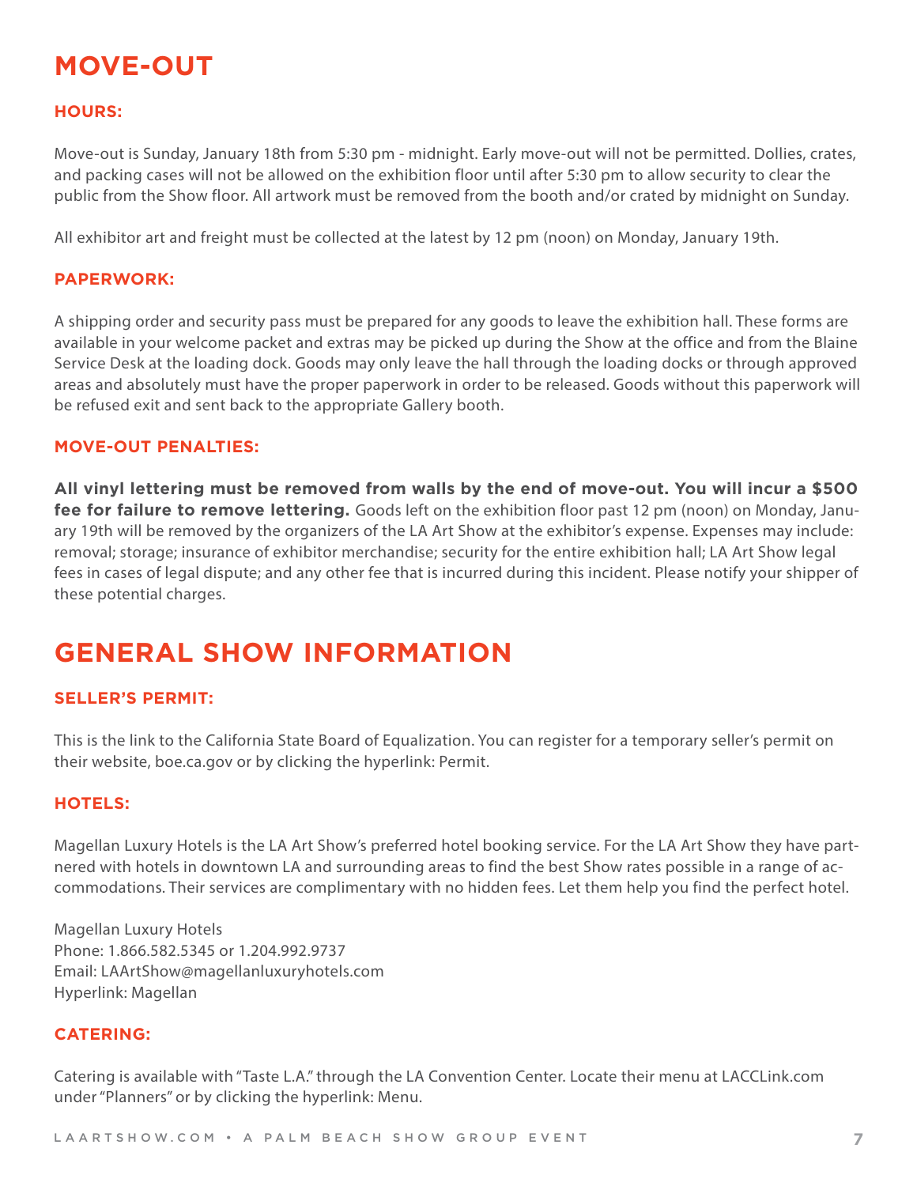# MOVE-OUT

### HOURS:

Move-out is Sunday, January 18th from 5:30 pm - midnight. Early move-out will not be permitted. Dollies, crates, and packing cases will not be allowed on the exhibition floor until after 5:30 pm to allow security to clear the public from the Show floor. All artwork must be removed from the booth and/or crated by midnight on Sunday.

All exhibitor art and freight must be collected at the latest by 12 pm (noon) on Monday, January 19th.

### PAPERWORK:

A shipping order and security pass must be prepared for any goods to leave the exhibition hall. These forms are available in your welcome packet and extras may be picked up during the Show at the office and from the Blaine Service Desk at the loading dock. Goods may only leave the hall through the loading docks or through approved areas and absolutely must have the proper paperwork in order to be released. Goods without this paperwork will be refused exit and sent back to the appropriate Gallery booth.

### MOVE-OUT PENALTIES:

**All vinyl lettering must be removed from walls by the end of move-out. You will incur a $500 fee for failure to remove lettering.** Goods left on the exhibition floor past 12 pm (noon) on Monday, January 19th will be removed by the organizers of the LA Art Show at the exhibitor's expense. Expenses may include: removal; storage; insurance of exhibitor merchandise; security for the entire exhibition hall; LA Art Show legal fees in cases of legal dispute; and any other fee that is incurred during this incident. Please notify your shipper of these potential charges.

# GENERAL SHOW INFORMATION

### SELLER'S PERMIT:

This is the link to the California State Board of Equalization. You can register for a temporary seller's permit on their website, boe.ca.gov or by clicking the hyperlink: Permit.

### HOTELS:

Magellan Luxury Hotels is the LA Art Show's preferred hotel booking service. For the LA Art Show they have partnered with hotels in downtown LA and surrounding areas to find the best Show rates possible in a range of accommodations. Their services are complimentary with no hidden fees. Let them help you find the perfect hotel.

Magellan Luxury Hotels
Phone: 1.866.582.5345 or 1.204.992.9737
Email: LAArtShow@magellanluxuryhotels.com
Hyperlink: Magellan

### CATERING:

Catering is available with "Taste L.A." through the LA Convention Center. Locate their menu at LACCLink.com under "Planners" or by clicking the hyperlink: Menu.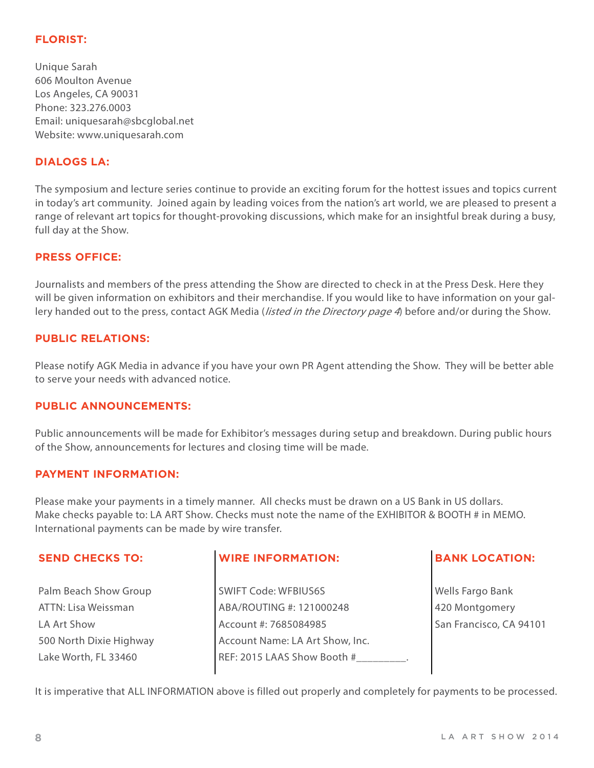### FLORIST:

Unique Sarah
606 Moulton Avenue
Los Angeles, CA 90031
Phone: 323.276.0003
Email: uniquesarah@sbcglobal.net
Website: www.uniquesarah.com

### DIALOGS LA:

The symposium and lecture series continue to provide an exciting forum for the hottest issues and topics current in today's art community. Joined again by leading voices from the nation's art world, we are pleased to present a range of relevant art topics for thought-provoking discussions, which make for an insightful break during a busy, full day at the Show.

### PRESS OFFICE:

Journalists and members of the press attending the Show are directed to check in at the Press Desk. Here they will be given information on exhibitors and their merchandise. If you would like to have information on your gallery handed out to the press, contact AGK Media (*listed in the Directory page 4*) before and/or during the Show.

### PUBLIC RELATIONS:

Please notify AGK Media in advance if you have your own PR Agent attending the Show. They will be better able to serve your needs with advanced notice.

### PUBLIC ANNOUNCEMENTS:

Public announcements will be made for Exhibitor's messages during setup and breakdown. During public hours of the Show, announcements for lectures and closing time will be made.

### PAYMENT INFORMATION:

Please make your payments in a timely manner. All checks must be drawn on a US Bank in US dollars.
Make checks payable to: LA ART Show. Checks must note the name of the EXHIBITOR & BOOTH # in MEMO.
International payments can be made by wire transfer.

| SEND CHECKS TO: | WIRE INFORMATION: | BANK LOCATION: |
|---|---|---|
| Palm Beach Show Group | SWIFT Code: WFBIUS6S | Wells Fargo Bank |
| ATTN: Lisa Weissman | ABA/ROUTING #: 121000248 | 420 Montgomery |
| LA Art Show | Account #: 7685084985 | San Francisco, CA 94101 |
| 500 North Dixie Highway | Account Name: LA Art Show, Inc. | |
| Lake Worth, FL 33460 | REF: 2015 LAAS Show Booth #_________. | |

It is imperative that ALL INFORMATION above is filled out properly and completely for payments to be processed.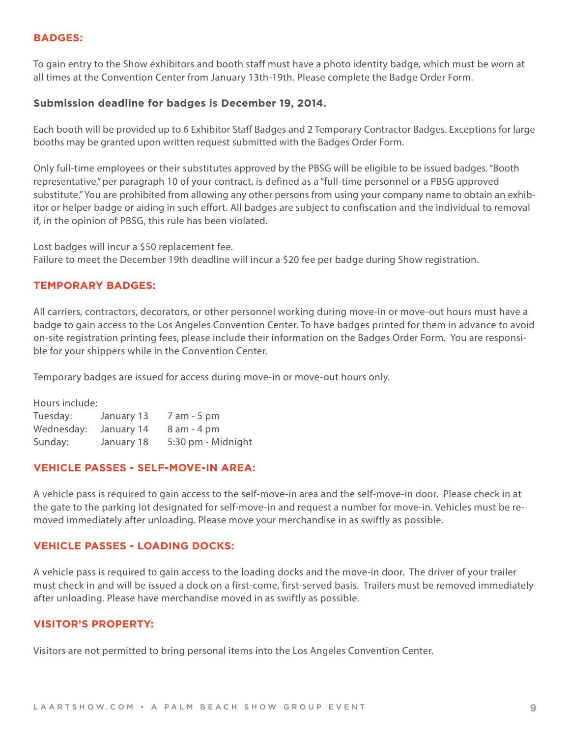## BADGES:

To gain entry to the Show exhibitors and booth staff must have a photo identity badge, which must be worn at all times at the Convention Center from January 13th-19th. Please complete the Badge Order Form.

**Submission deadline for badges is December 19, 2014.**

Each booth will be provided up to 6 Exhibitor Staff Badges and 2 Temporary Contractor Badges. Exceptions for large booths may be granted upon written request submitted with the Badges Order Form.

Only full-time employees or their substitutes approved by the PBSG will be eligible to be issued badges. "Booth representative," per paragraph 10 of your contract, is defined as a "full-time personnel or a PBSG approved substitute." You are prohibited from allowing any other persons from using your company name to obtain an exhibitor or helper badge or aiding in such effort. All badges are subject to confiscation and the individual to removal if, in the opinion of PBSG, this rule has been violated.

Lost badges will incur a $50 replacement fee.
Failure to meet the December 19th deadline will incur a $20 fee per badge during Show registration.

## TEMPORARY BADGES:

All carriers, contractors, decorators, or other personnel working during move-in or move-out hours must have a badge to gain access to the Los Angeles Convention Center. To have badges printed for them in advance to avoid on-site registration printing fees, please include their information on the Badges Order Form. You are responsible for your shippers while in the Convention Center.

Temporary badges are issued for access during move-in or move-out hours only.

Hours include:

| | | |
|---|---|---|
| Tuesday: | January 13 | 7 am - 5 pm |
| Wednesday: | January 14 | 8 am - 4 pm |
| Sunday: | January 18 | 5:30 pm - Midnight |

## VEHICLE PASSES - SELF-MOVE-IN AREA:

A vehicle pass is required to gain access to the self-move-in area and the self-move-in door. Please check in at the gate to the parking lot designated for self-move-in and request a number for move-in. Vehicles must be removed immediately after unloading. Please move your merchandise in as swiftly as possible.

## VEHICLE PASSES - LOADING DOCKS:

A vehicle pass is required to gain access to the loading docks and the move-in door. The driver of your trailer must check in and will be issued a dock on a first-come, first-served basis. Trailers must be removed immediately after unloading. Please have merchandise moved in as swiftly as possible.

## VISITOR'S PROPERTY:

Visitors are not permitted to bring personal items into the Los Angeles Convention Center.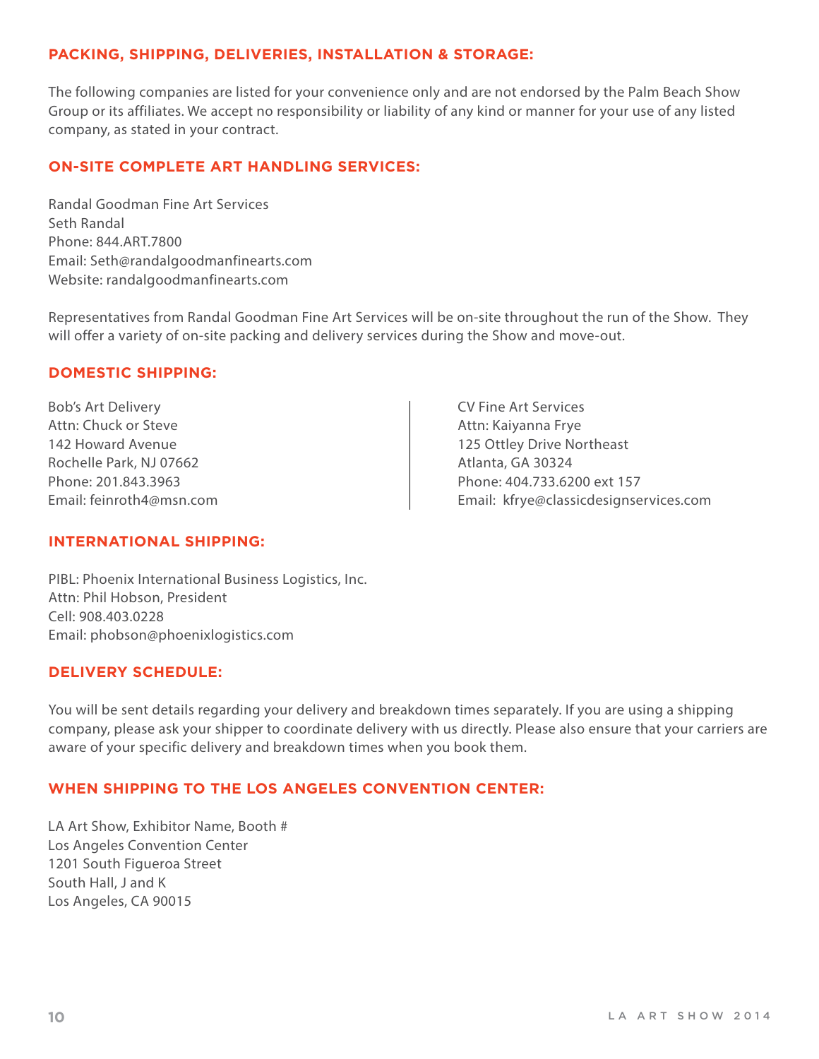## PACKING, SHIPPING, DELIVERIES, INSTALLATION & STORAGE:

The following companies are listed for your convenience only and are not endorsed by the Palm Beach Show Group or its affiliates. We accept no responsibility or liability of any kind or manner for your use of any listed company, as stated in your contract.

## ON-SITE COMPLETE ART HANDLING SERVICES:

Randal Goodman Fine Art Services
Seth Randal
Phone: 844.ART.7800
Email: Seth@randalgoodmanfinearts.com
Website: randalgoodmanfinearts.com

Representatives from Randal Goodman Fine Art Services will be on-site throughout the run of the Show. They will offer a variety of on-site packing and delivery services during the Show and move-out.

## DOMESTIC SHIPPING:

Bob's Art Delivery
Attn: Chuck or Steve
142 Howard Avenue
Rochelle Park, NJ 07662
Phone: 201.843.3963
Email: feinroth4@msn.com

CV Fine Art Services
Attn: Kaiyanna Frye
125 Ottley Drive Northeast
Atlanta, GA 30324
Phone: 404.733.6200 ext 157
Email: kfrye@classicdesignservices.com

## INTERNATIONAL SHIPPING:

PIBL: Phoenix International Business Logistics, Inc.
Attn: Phil Hobson, President
Cell: 908.403.0228
Email: phobson@phoenixlogistics.com

## DELIVERY SCHEDULE:

You will be sent details regarding your delivery and breakdown times separately. If you are using a shipping company, please ask your shipper to coordinate delivery with us directly. Please also ensure that your carriers are aware of your specific delivery and breakdown times when you book them.

## WHEN SHIPPING TO THE LOS ANGELES CONVENTION CENTER:

LA Art Show, Exhibitor Name, Booth #
Los Angeles Convention Center
1201 South Figueroa Street
South Hall, J and K
Los Angeles, CA 90015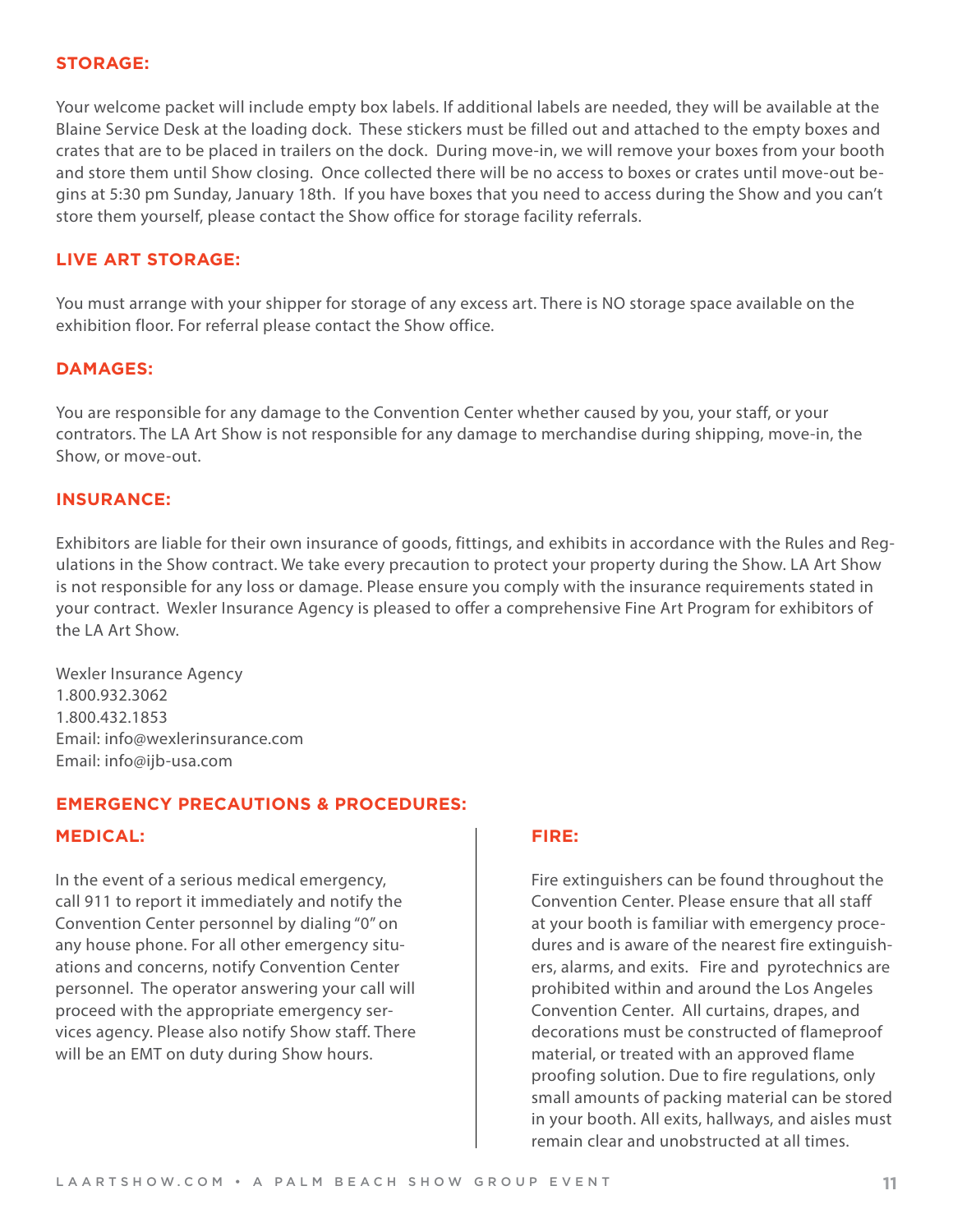## STORAGE:

Your welcome packet will include empty box labels. If additional labels are needed, they will be available at the Blaine Service Desk at the loading dock. These stickers must be filled out and attached to the empty boxes and crates that are to be placed in trailers on the dock. During move-in, we will remove your boxes from your booth and store them until Show closing. Once collected there will be no access to boxes or crates until move-out begins at 5:30 pm Sunday, January 18th. If you have boxes that you need to access during the Show and you can't store them yourself, please contact the Show office for storage facility referrals.

## LIVE ART STORAGE:

You must arrange with your shipper for storage of any excess art. There is NO storage space available on the exhibition floor. For referral please contact the Show office.

## DAMAGES:

You are responsible for any damage to the Convention Center whether caused by you, your staff, or your contrators. The LA Art Show is not responsible for any damage to merchandise during shipping, move-in, the Show, or move-out.

## INSURANCE:

Exhibitors are liable for their own insurance of goods, fittings, and exhibits in accordance with the Rules and Regulations in the Show contract. We take every precaution to protect your property during the Show. LA Art Show is not responsible for any loss or damage. Please ensure you comply with the insurance requirements stated in your contract. Wexler Insurance Agency is pleased to offer a comprehensive Fine Art Program for exhibitors of the LA Art Show.

Wexler Insurance Agency
1.800.932.3062
1.800.432.1853
Email: info@wexlerinsurance.com
Email: info@ijb-usa.com

## EMERGENCY PRECAUTIONS & PROCEDURES:

### MEDICAL:

In the event of a serious medical emergency, call 911 to report it immediately and notify the Convention Center personnel by dialing "0" on any house phone. For all other emergency situations and concerns, notify Convention Center personnel. The operator answering your call will proceed with the appropriate emergency services agency. Please also notify Show staff. There will be an EMT on duty during Show hours.

### FIRE:

Fire extinguishers can be found throughout the Convention Center. Please ensure that all staff at your booth is familiar with emergency procedures and is aware of the nearest fire extinguishers, alarms, and exits. Fire and pyrotechnics are prohibited within and around the Los Angeles Convention Center. All curtains, drapes, and decorations must be constructed of flameproof material, or treated with an approved flame proofing solution. Due to fire regulations, only small amounts of packing material can be stored in your booth. All exits, hallways, and aisles must remain clear and unobstructed at all times.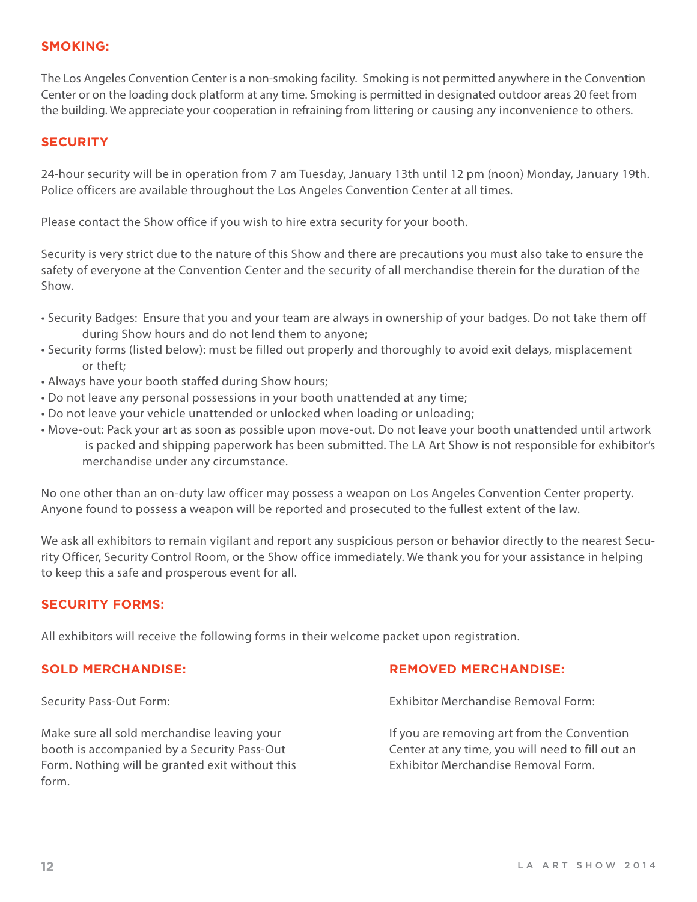## SMOKING:

The Los Angeles Convention Center is a non-smoking facility. Smoking is not permitted anywhere in the Convention Center or on the loading dock platform at any time. Smoking is permitted in designated outdoor areas 20 feet from the building. We appreciate your cooperation in refraining from littering or causing any inconvenience to others.

## SECURITY

24-hour security will be in operation from 7 am Tuesday, January 13th until 12 pm (noon) Monday, January 19th. Police officers are available throughout the Los Angeles Convention Center at all times.

Please contact the Show office if you wish to hire extra security for your booth.

Security is very strict due to the nature of this Show and there are precautions you must also take to ensure the safety of everyone at the Convention Center and the security of all merchandise therein for the duration of the Show.

- Security Badges: Ensure that you and your team are always in ownership of your badges. Do not take them off during Show hours and do not lend them to anyone;
- Security forms (listed below): must be filled out properly and thoroughly to avoid exit delays, misplacement or theft;
- Always have your booth staffed during Show hours;
- Do not leave any personal possessions in your booth unattended at any time;
- Do not leave your vehicle unattended or unlocked when loading or unloading;
- Move-out: Pack your art as soon as possible upon move-out. Do not leave your booth unattended until artwork is packed and shipping paperwork has been submitted. The LA Art Show is not responsible for exhibitor's merchandise under any circumstance.

No one other than an on-duty law officer may possess a weapon on Los Angeles Convention Center property. Anyone found to possess a weapon will be reported and prosecuted to the fullest extent of the law.

We ask all exhibitors to remain vigilant and report any suspicious person or behavior directly to the nearest Security Officer, Security Control Room, or the Show office immediately. We thank you for your assistance in helping to keep this a safe and prosperous event for all.

## SECURITY FORMS:

All exhibitors will receive the following forms in their welcome packet upon registration.

### SOLD MERCHANDISE:

Security Pass-Out Form:

Make sure all sold merchandise leaving your booth is accompanied by a Security Pass-Out Form. Nothing will be granted exit without this form.

### REMOVED MERCHANDISE:

Exhibitor Merchandise Removal Form:

If you are removing art from the Convention Center at any time, you will need to fill out an Exhibitor Merchandise Removal Form.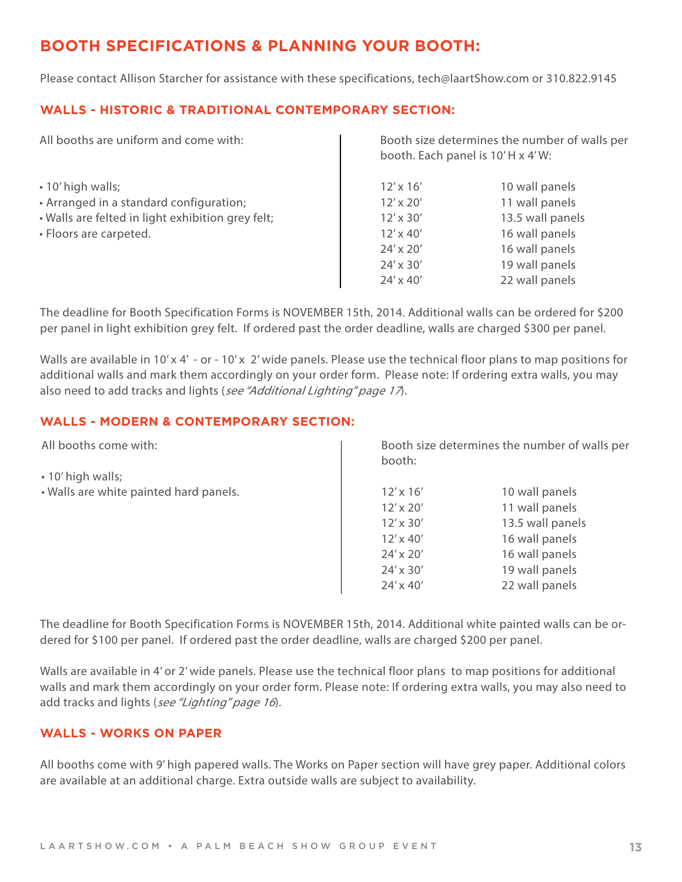# BOOTH SPECIFICATIONS & PLANNING YOUR BOOTH:

Please contact Allison Starcher for assistance with these specifications, tech@laartShow.com or 310.822.9145

## WALLS - HISTORIC & TRADITIONAL CONTEMPORARY SECTION:

All booths are uniform and come with:

- 10' high walls;
- Arranged in a standard configuration;
- Walls are felted in light exhibition grey felt;
- Floors are carpeted.

Booth size determines the number of walls per booth. Each panel is 10' H x 4' W:

| Booth size | Wall panels |
|---|---|
| 12' x 16' | 10 wall panels |
| 12' x 20' | 11 wall panels |
| 12' x 30' | 13.5 wall panels |
| 12' x 40' | 16 wall panels |
| 24' x 20' | 16 wall panels |
| 24' x 30' | 19 wall panels |
| 24' x 40' | 22 wall panels |

The deadline for Booth Specification Forms is NOVEMBER 15th, 2014. Additional walls can be ordered for $200 per panel in light exhibition grey felt. If ordered past the order deadline, walls are charged $300 per panel.

Walls are available in 10' x 4' - or - 10' x 2' wide panels. Please use the technical floor plans to map positions for additional walls and mark them accordingly on your order form. Please note: If ordering extra walls, you may also need to add tracks and lights (*see "Additional Lighting" page 17*).

## WALLS - MODERN & CONTEMPORARY SECTION:

All booths come with:

- 10' high walls;
- Walls are white painted hard panels.

Booth size determines the number of walls per booth:

| Booth size | Wall panels |
|---|---|
| 12' x 16' | 10 wall panels |
| 12' x 20' | 11 wall panels |
| 12' x 30' | 13.5 wall panels |
| 12' x 40' | 16 wall panels |
| 24' x 20' | 16 wall panels |
| 24' x 30' | 19 wall panels |
| 24' x 40' | 22 wall panels |

The deadline for Booth Specification Forms is NOVEMBER 15th, 2014. Additional white painted walls can be ordered for $100 per panel. If ordered past the order deadline, walls are charged $200 per panel.

Walls are available in 4' or 2' wide panels. Please use the technical floor plans to map positions for additional walls and mark them accordingly on your order form. Please note: If ordering extra walls, you may also need to add tracks and lights (*see "Lighting" page 16*).

## WALLS - WORKS ON PAPER

All booths come with 9' high papered walls. The Works on Paper section will have grey paper. Additional colors are available at an additional charge. Extra outside walls are subject to availability.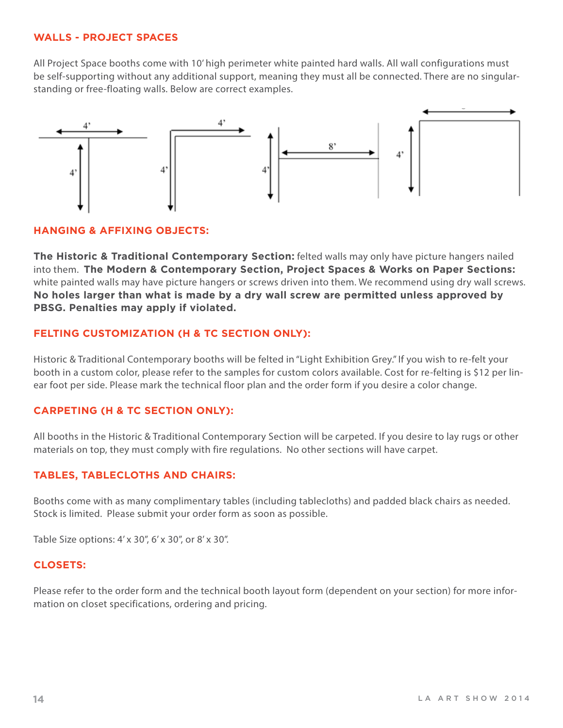## WALLS - PROJECT SPACES

All Project Space booths come with 10' high perimeter white painted hard walls. All wall configurations must be self-supporting without any additional support, meaning they must all be connected. There are no singular-standing or free-floating walls. Below are correct examples.

## HANGING & AFFIXING OBJECTS:

**The Historic & Traditional Contemporary Section:** felted walls may only have picture hangers nailed into them. **The Modern & Contemporary Section, Project Spaces & Works on Paper Sections:** white painted walls may have picture hangers or screws driven into them. We recommend using dry wall screws. **No holes larger than what is made by a dry wall screw are permitted unless approved by PBSG. Penalties may apply if violated.**

## FELTING CUSTOMIZATION (H & TC SECTION ONLY):

Historic & Traditional Contemporary booths will be felted in "Light Exhibition Grey." If you wish to re-felt your booth in a custom color, please refer to the samples for custom colors available. Cost for re-felting is $12 per linear foot per side. Please mark the technical floor plan and the order form if you desire a color change.

## CARPETING (H & TC SECTION ONLY):

All booths in the Historic & Traditional Contemporary Section will be carpeted. If you desire to lay rugs or other materials on top, they must comply with fire regulations. No other sections will have carpet.

## TABLES, TABLECLOTHS AND CHAIRS:

Booths come with as many complimentary tables (including tablecloths) and padded black chairs as needed. Stock is limited. Please submit your order form as soon as possible.

Table Size options: 4' x 30", 6' x 30", or 8' x 30".

## CLOSETS:

Please refer to the order form and the technical booth layout form (dependent on your section) for more information on closet specifications, ordering and pricing.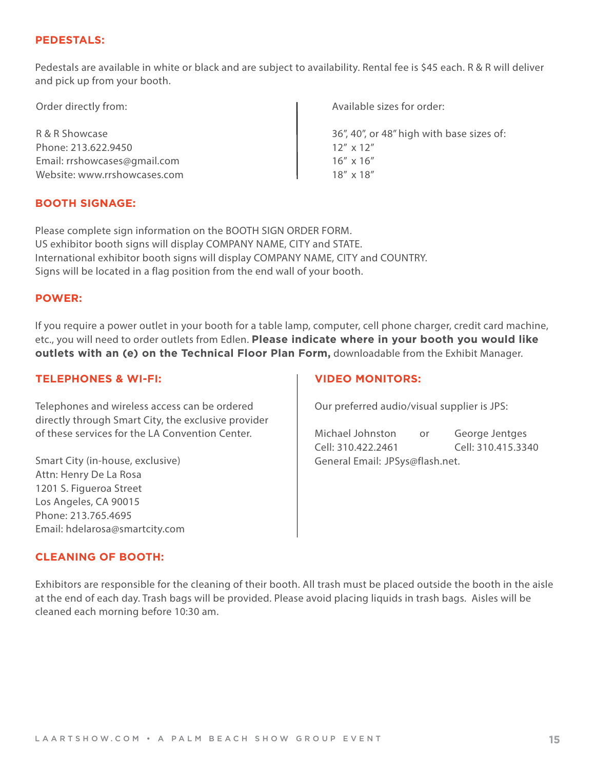## PEDESTALS:

Pedestals are available in white or black and are subject to availability. Rental fee is $45 each. R & R will deliver and pick up from your booth.

Order directly from:

R & R Showcase
Phone: 213.622.9450
Email: rrshowcases@gmail.com
Website: www.rrshowcases.com

Available sizes for order:

36", 40", or 48" high with base sizes of:
12" x 12"
16" x 16"
18" x 18"

## BOOTH SIGNAGE:

Please complete sign information on the BOOTH SIGN ORDER FORM.
US exhibitor booth signs will display COMPANY NAME, CITY and STATE.
International exhibitor booth signs will display COMPANY NAME, CITY and COUNTRY.
Signs will be located in a flag position from the end wall of your booth.

## POWER:

If you require a power outlet in your booth for a table lamp, computer, cell phone charger, credit card machine, etc., you will need to order outlets from Edlen. **Please indicate where in your booth you would like outlets with an (e) on the Technical Floor Plan Form,** downloadable from the Exhibit Manager.

## TELEPHONES & WI-FI:

Telephones and wireless access can be ordered directly through Smart City, the exclusive provider of these services for the LA Convention Center.

Smart City (in-house, exclusive)
Attn: Henry De La Rosa
1201 S. Figueroa Street
Los Angeles, CA 90015
Phone: 213.765.4695
Email: hdelarosa@smartcity.com

## VIDEO MONITORS:

Our preferred audio/visual supplier is JPS:

Michael Johnston or George Jentges
Cell: 310.422.2461 Cell: 310.415.3340
General Email: JPSys@flash.net.

## CLEANING OF BOOTH:

Exhibitors are responsible for the cleaning of their booth. All trash must be placed outside the booth in the aisle at the end of each day. Trash bags will be provided. Please avoid placing liquids in trash bags. Aisles will be cleaned each morning before 10:30 am.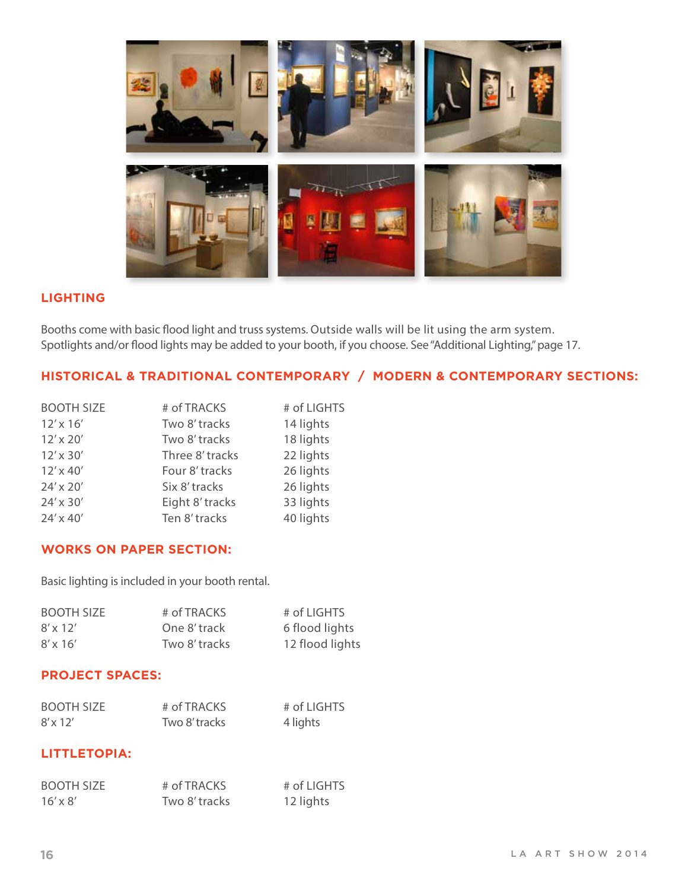## LIGHTING

Booths come with basic flood light and truss systems. Outside walls will be lit using the arm system. Spotlights and/or flood lights may be added to your booth, if you choose. See "Additional Lighting," page 17.

## HISTORICAL & TRADITIONAL CONTEMPORARY / MODERN & CONTEMPORARY SECTIONS:

| BOOTH SIZE | # of TRACKS | # of LIGHTS |
| --- | --- | --- |
| 12′ x 16′ | Two 8′ tracks | 14 lights |
| 12′ x 20′ | Two 8′ tracks | 18 lights |
| 12′ x 30′ | Three 8′ tracks | 22 lights |
| 12′ x 40′ | Four 8′ tracks | 26 lights |
| 24′ x 20′ | Six 8′ tracks | 26 lights |
| 24′ x 30′ | Eight 8′ tracks | 33 lights |
| 24′ x 40′ | Ten 8′ tracks | 40 lights |

## WORKS ON PAPER SECTION:

Basic lighting is included in your booth rental.

| BOOTH SIZE | # of TRACKS | # of LIGHTS |
| --- | --- | --- |
| 8′ x 12′ | One 8′ track | 6 flood lights |
| 8′ x 16′ | Two 8′ tracks | 12 flood lights |

## PROJECT SPACES:

| BOOTH SIZE | # of TRACKS | # of LIGHTS |
| --- | --- | --- |
| 8′ x 12′ | Two 8′ tracks | 4 lights |

## LITTLETOPIA:

| BOOTH SIZE | # of TRACKS | # of LIGHTS |
| --- | --- | --- |
| 16′ x 8′ | Two 8′ tracks | 12 lights |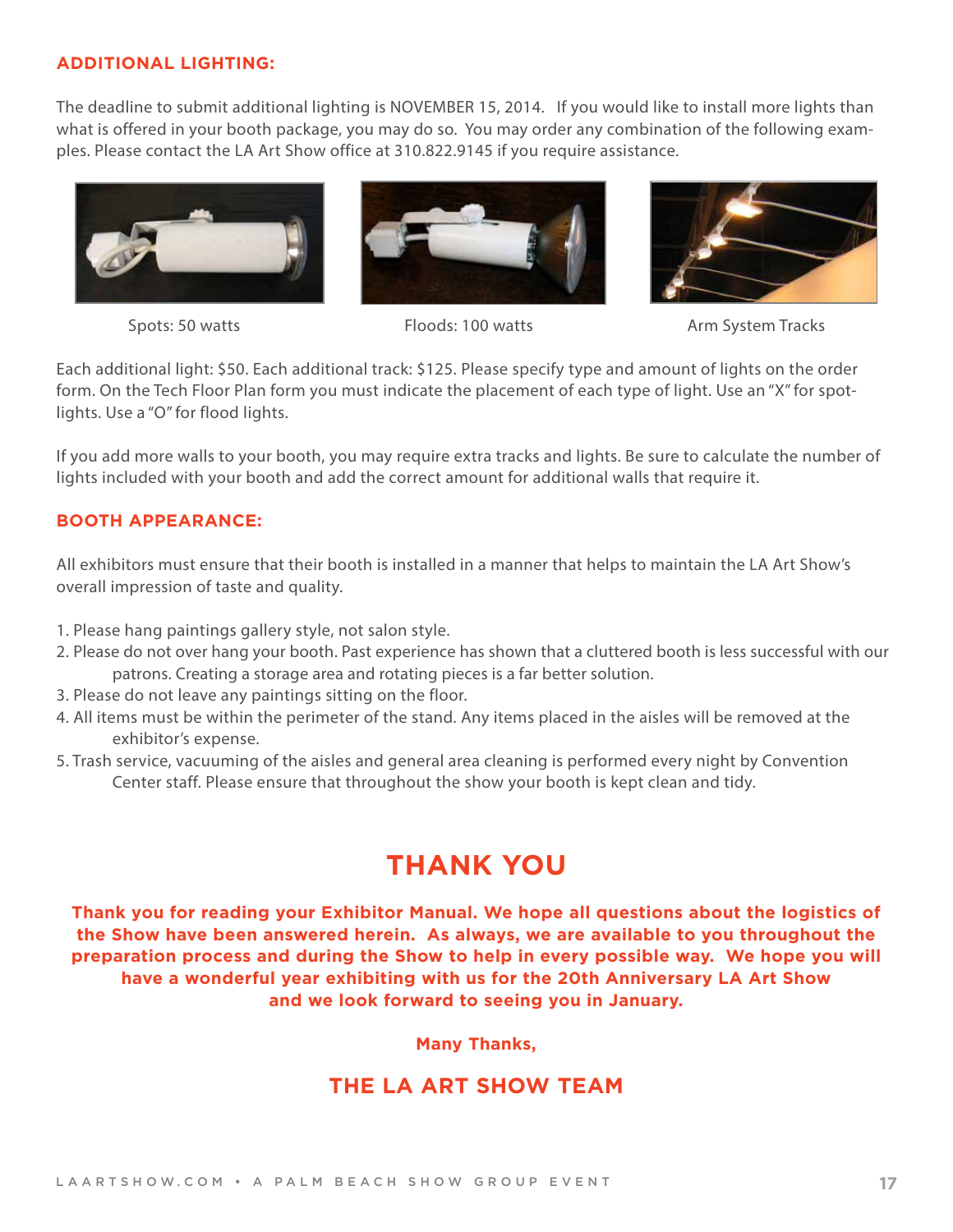## ADDITIONAL LIGHTING:

The deadline to submit additional lighting is NOVEMBER 15, 2014. If you would like to install more lights than what is offered in your booth package, you may do so. You may order any combination of the following examples. Please contact the LA Art Show office at 310.822.9145 if you require assistance.

Spots: 50 watts

Floods: 100 watts

Arm System Tracks

Each additional light: $50. Each additional track: $125. Please specify type and amount of lights on the order form. On the Tech Floor Plan form you must indicate the placement of each type of light. Use an "X" for spotlights. Use a "O" for flood lights.

If you add more walls to your booth, you may require extra tracks and lights. Be sure to calculate the number of lights included with your booth and add the correct amount for additional walls that require it.

## BOOTH APPEARANCE:

All exhibitors must ensure that their booth is installed in a manner that helps to maintain the LA Art Show's overall impression of taste and quality.

1. Please hang paintings gallery style, not salon style.
2. Please do not over hang your booth. Past experience has shown that a cluttered booth is less successful with our patrons. Creating a storage area and rotating pieces is a far better solution.
3. Please do not leave any paintings sitting on the floor.
4. All items must be within the perimeter of the stand. Any items placed in the aisles will be removed at the exhibitor's expense.
5. Trash service, vacuuming of the aisles and general area cleaning is performed every night by Convention Center staff. Please ensure that throughout the show your booth is kept clean and tidy.

# THANK YOU

**Thank you for reading your Exhibitor Manual. We hope all questions about the logistics of the Show have been answered herein. As always, we are available to you throughout the preparation process and during the Show to help in every possible way. We hope you will have a wonderful year exhibiting with us for the 20th Anniversary LA Art Show and we look forward to seeing you in January.**

**Many Thanks,**

**THE LA ART SHOW TEAM**